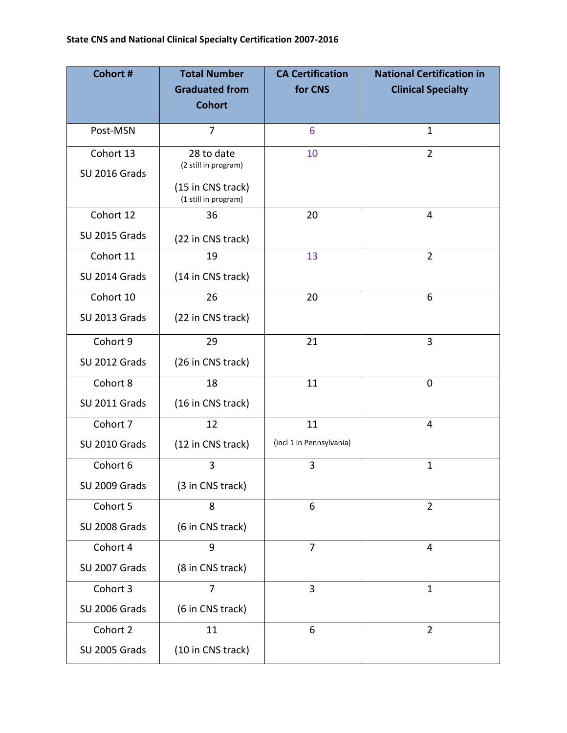**State CNS and National Clinical Specialty Certification 2007-2016**

| Cohort # | Total Number Graduated from Cohort | CA Certification for CNS | National Certification in Clinical Specialty |
|---|---|---|---|
| Post-MSN | 7 | 6 | 1 |
| Cohort 13<br>SU 2016 Grads | 28 to date<br>(2 still in program)<br>(15 in CNS track)<br>(1 still in program) | 10 | 2 |
| Cohort 12<br>SU 2015 Grads | 36<br>(22 in CNS track) | 20 | 4 |
| Cohort 11<br>SU 2014 Grads | 19<br>(14 in CNS track) | 13 | 2 |
| Cohort 10<br>SU 2013 Grads | 26<br>(22 in CNS track) | 20 | 6 |
| Cohort 9<br>SU 2012 Grads | 29<br>(26 in CNS track) | 21 | 3 |
| Cohort 8<br>SU 2011 Grads | 18<br>(16 in CNS track) | 11 | 0 |
| Cohort 7<br>SU 2010 Grads | 12<br>(12 in CNS track) | 11<br>(incl 1 in Pennsylvania) | 4 |
| Cohort 6<br>SU 2009 Grads | 3<br>(3 in CNS track) | 3 | 1 |
| Cohort 5<br>SU 2008 Grads | 8<br>(6 in CNS track) | 6 | 2 |
| Cohort 4<br>SU 2007 Grads | 9<br>(8 in CNS track) | 7 | 4 |
| Cohort 3<br>SU 2006 Grads | 7<br>(6 in CNS track) | 3 | 1 |
| Cohort 2<br>SU 2005 Grads | 11<br>(10 in CNS track) | 6 | 2 |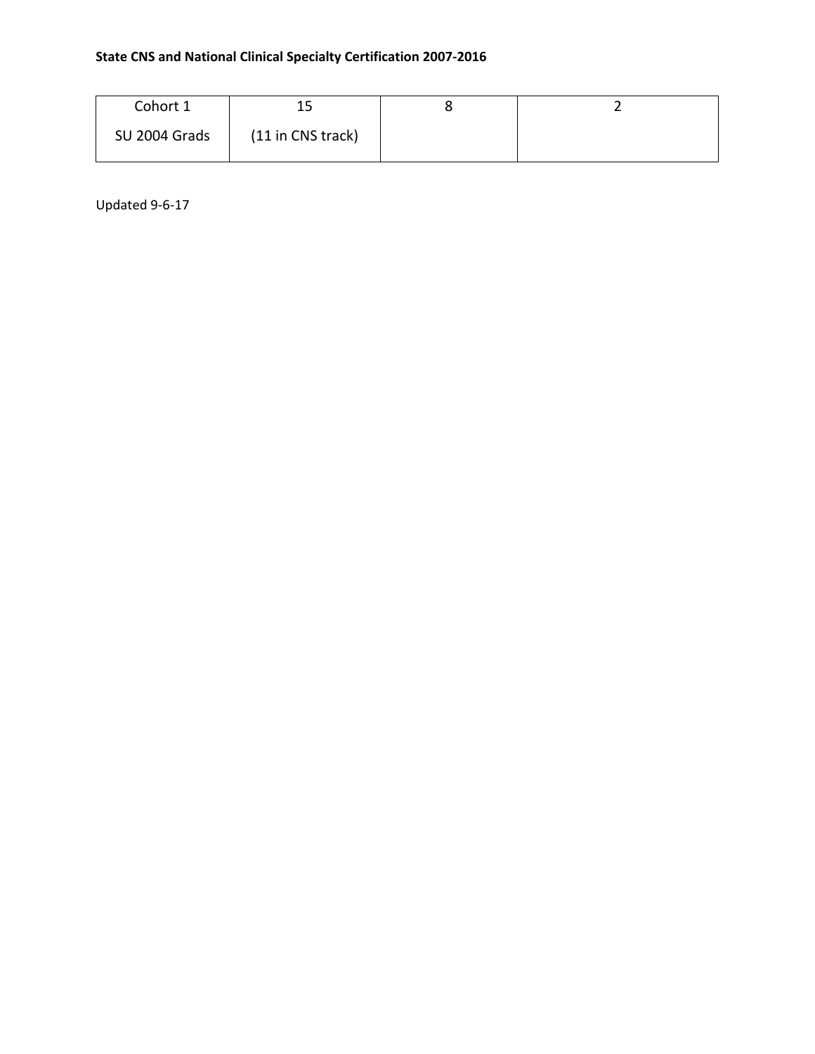**State CNS and National Clinical Specialty Certification 2007-2016**

| | | | |
|---|---|---|---|
| Cohort 1<br>SU 2004 Grads | 15<br>(11 in CNS track) | 8 | 2 |

Updated 9-6-17